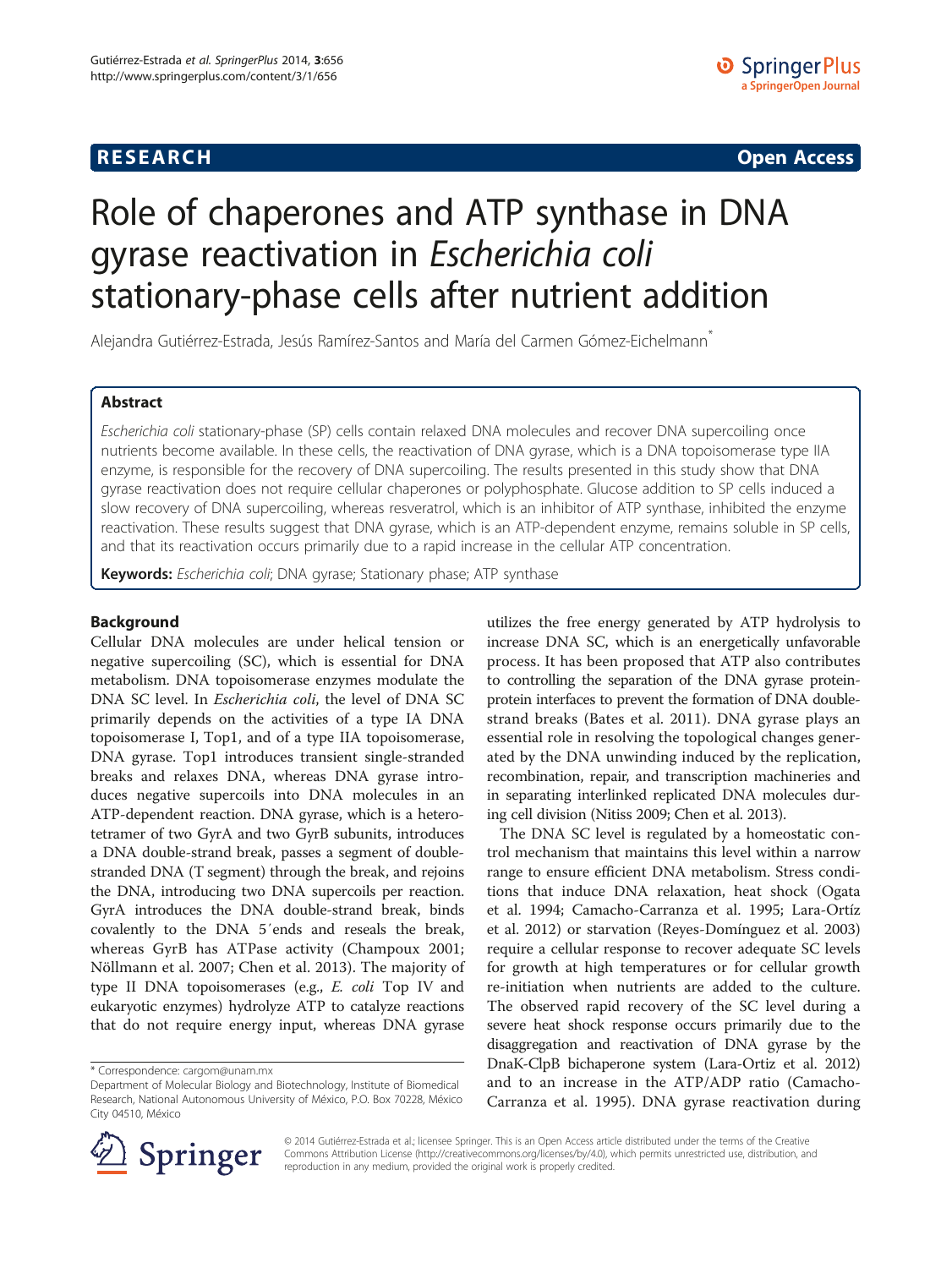**RESEARCH** **Open Access**

# Role of chaperones and ATP synthase in DNA gyrase reactivation in *Escherichia coli* stationary-phase cells after nutrient addition

Alejandra Gutiérrez-Estrada, Jesús Ramírez-Santos and María del Carmen Gómez-Eichelmann*

## Abstract

*Escherichia coli* stationary-phase (SP) cells contain relaxed DNA molecules and recover DNA supercoiling once nutrients become available. In these cells, the reactivation of DNA gyrase, which is a DNA topoisomerase type IIA enzyme, is responsible for the recovery of DNA supercoiling. The results presented in this study show that DNA gyrase reactivation does not require cellular chaperones or polyphosphate. Glucose addition to SP cells induced a slow recovery of DNA supercoiling, whereas resveratrol, which is an inhibitor of ATP synthase, inhibited the enzyme reactivation. These results suggest that DNA gyrase, which is an ATP-dependent enzyme, remains soluble in SP cells, and that its reactivation occurs primarily due to a rapid increase in the cellular ATP concentration.

**Keywords:** *Escherichia coli*; DNA gyrase; Stationary phase; ATP synthase

## Background

Cellular DNA molecules are under helical tension or negative supercoiling (SC), which is essential for DNA metabolism. DNA topoisomerase enzymes modulate the DNA SC level. In *Escherichia coli*, the level of DNA SC primarily depends on the activities of a type IA DNA topoisomerase I, Top1, and of a type IIA topoisomerase, DNA gyrase. Top1 introduces transient single-stranded breaks and relaxes DNA, whereas DNA gyrase introduces negative supercoils into DNA molecules in an ATP-dependent reaction. DNA gyrase, which is a heterotetramer of two GyrA and two GyrB subunits, introduces a DNA double-strand break, passes a segment of double-stranded DNA (T segment) through the break, and rejoins the DNA, introducing two DNA supercoils per reaction. GyrA introduces the DNA double-strand break, binds covalently to the DNA 5′ends and reseals the break, whereas GyrB has ATPase activity (Champoux 2001; Nöllmann et al. 2007; Chen et al. 2013). The majority of type II DNA topoisomerases (e.g., *E. coli* Top IV and eukaryotic enzymes) hydrolyze ATP to catalyze reactions that do not require energy input, whereas DNA gyrase utilizes the free energy generated by ATP hydrolysis to increase DNA SC, which is an energetically unfavorable process. It has been proposed that ATP also contributes to controlling the separation of the DNA gyrase protein-protein interfaces to prevent the formation of DNA double-strand breaks (Bates et al. 2011). DNA gyrase plays an essential role in resolving the topological changes generated by the DNA unwinding induced by the replication, recombination, repair, and transcription machineries and in separating interlinked replicated DNA molecules during cell division (Nitiss 2009; Chen et al. 2013).

The DNA SC level is regulated by a homeostatic control mechanism that maintains this level within a narrow range to ensure efficient DNA metabolism. Stress conditions that induce DNA relaxation, heat shock (Ogata et al. 1994; Camacho-Carranza et al. 1995; Lara-Ortíz et al. 2012) or starvation (Reyes-Domínguez et al. 2003) require a cellular response to recover adequate SC levels for growth at high temperatures or for cellular growth re-initiation when nutrients are added to the culture. The observed rapid recovery of the SC level during a severe heat shock response occurs primarily due to the disaggregation and reactivation of DNA gyrase by the DnaK-ClpB bichaperone system (Lara-Ortiz et al. 2012) and to an increase in the ATP/ADP ratio (Camacho-Carranza et al. 1995). DNA gyrase reactivation during

* Correspondence: cargom@unam.mx
Department of Molecular Biology and Biotechnology, Institute of Biomedical Research, National Autonomous University of México, P.O. Box 70228, México City 04510, México

© 2014 Gutiérrez-Estrada et al.; licensee Springer. This is an Open Access article distributed under the terms of the Creative Commons Attribution License (http://creativecommons.org/licenses/by/4.0), which permits unrestricted use, distribution, and reproduction in any medium, provided the original work is properly credited.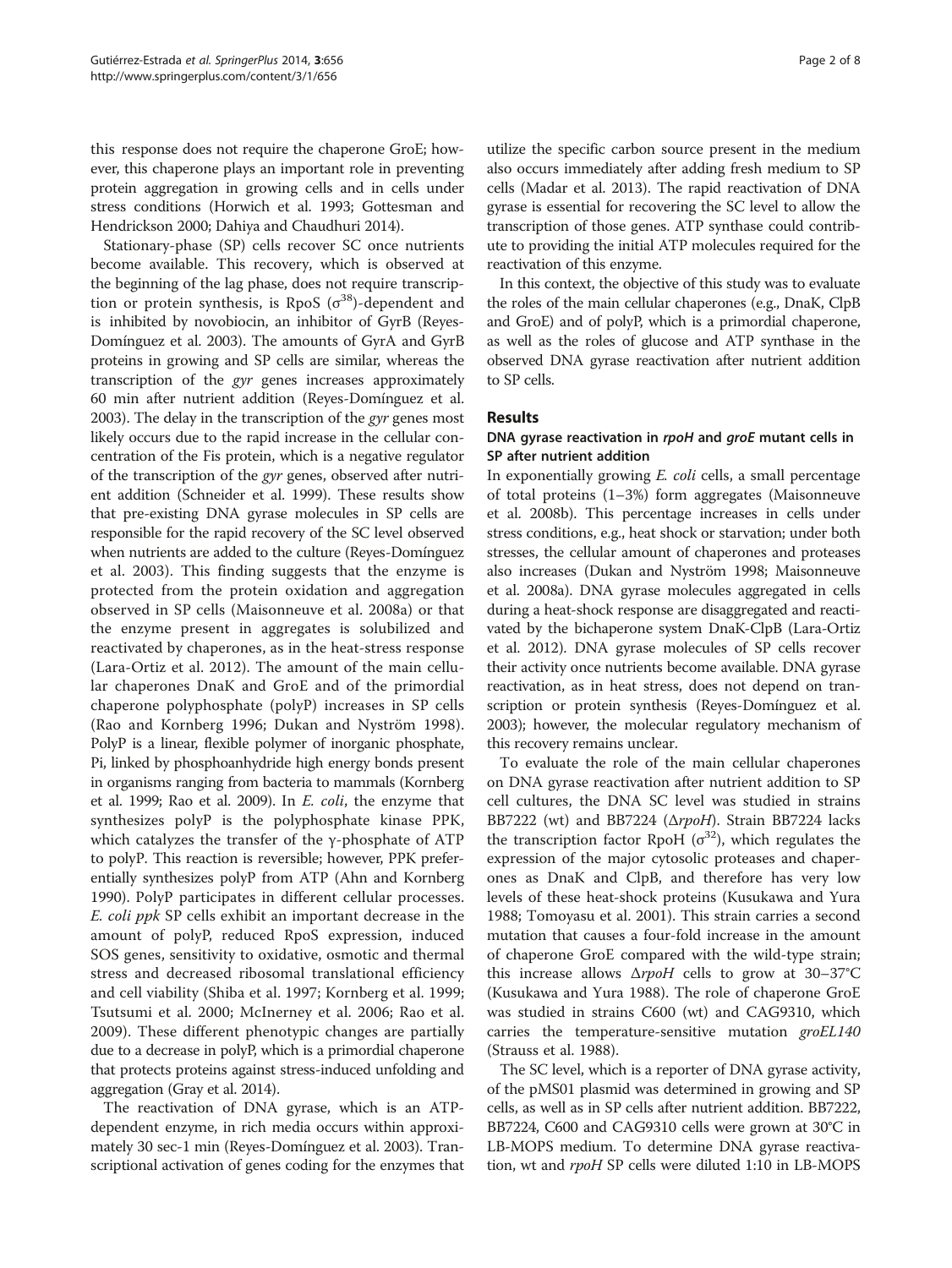this response does not require the chaperone GroE; however, this chaperone plays an important role in preventing protein aggregation in growing cells and in cells under stress conditions (Horwich et al. 1993; Gottesman and Hendrickson 2000; Dahiya and Chaudhuri 2014).

Stationary-phase (SP) cells recover SC once nutrients become available. This recovery, which is observed at the beginning of the lag phase, does not require transcription or protein synthesis, is RpoS ($\sigma^{38}$)-dependent and is inhibited by novobiocin, an inhibitor of GyrB (Reyes-Domínguez et al. 2003). The amounts of GyrA and GyrB proteins in growing and SP cells are similar, whereas the transcription of the *gyr* genes increases approximately 60 min after nutrient addition (Reyes-Domínguez et al. 2003). The delay in the transcription of the *gyr* genes most likely occurs due to the rapid increase in the cellular concentration of the Fis protein, which is a negative regulator of the transcription of the *gyr* genes, observed after nutrient addition (Schneider et al. 1999). These results show that pre-existing DNA gyrase molecules in SP cells are responsible for the rapid recovery of the SC level observed when nutrients are added to the culture (Reyes-Domínguez et al. 2003). This finding suggests that the enzyme is protected from the protein oxidation and aggregation observed in SP cells (Maisonneuve et al. 2008a) or that the enzyme present in aggregates is solubilized and reactivated by chaperones, as in the heat-stress response (Lara-Ortiz et al. 2012). The amount of the main cellular chaperones DnaK and GroE and of the primordial chaperone polyphosphate (polyP) increases in SP cells (Rao and Kornberg 1996; Dukan and Nyström 1998). PolyP is a linear, flexible polymer of inorganic phosphate, Pi, linked by phosphoanhydride high energy bonds present in organisms ranging from bacteria to mammals (Kornberg et al. 1999; Rao et al. 2009). In *E. coli*, the enzyme that synthesizes polyP is the polyphosphate kinase PPK, which catalyzes the transfer of the γ-phosphate of ATP to polyP. This reaction is reversible; however, PPK preferentially synthesizes polyP from ATP (Ahn and Kornberg 1990). PolyP participates in different cellular processes. *E. coli ppk* SP cells exhibit an important decrease in the amount of polyP, reduced RpoS expression, induced SOS genes, sensitivity to oxidative, osmotic and thermal stress and decreased ribosomal translational efficiency and cell viability (Shiba et al. 1997; Kornberg et al. 1999; Tsutsumi et al. 2000; McInerney et al. 2006; Rao et al. 2009). These different phenotypic changes are partially due to a decrease in polyP, which is a primordial chaperone that protects proteins against stress-induced unfolding and aggregation (Gray et al. 2014).

The reactivation of DNA gyrase, which is an ATP-dependent enzyme, in rich media occurs within approximately 30 sec-1 min (Reyes-Domínguez et al. 2003). Transcriptional activation of genes coding for the enzymes that utilize the specific carbon source present in the medium also occurs immediately after adding fresh medium to SP cells (Madar et al. 2013). The rapid reactivation of DNA gyrase is essential for recovering the SC level to allow the transcription of those genes. ATP synthase could contribute to providing the initial ATP molecules required for the reactivation of this enzyme.

In this context, the objective of this study was to evaluate the roles of the main cellular chaperones (e.g., DnaK, ClpB and GroE) and of polyP, which is a primordial chaperone, as well as the roles of glucose and ATP synthase in the observed DNA gyrase reactivation after nutrient addition to SP cells.

## Results

### DNA gyrase reactivation in *rpoH* and *groE* mutant cells in SP after nutrient addition

In exponentially growing *E. coli* cells, a small percentage of total proteins (1–3%) form aggregates (Maisonneuve et al. 2008b). This percentage increases in cells under stress conditions, e.g., heat shock or starvation; under both stresses, the cellular amount of chaperones and proteases also increases (Dukan and Nyström 1998; Maisonneuve et al. 2008a). DNA gyrase molecules aggregated in cells during a heat-shock response are disaggregated and reactivated by the bichaperone system DnaK-ClpB (Lara-Ortiz et al. 2012). DNA gyrase molecules of SP cells recover their activity once nutrients become available. DNA gyrase reactivation, as in heat stress, does not depend on transcription or protein synthesis (Reyes-Domínguez et al. 2003); however, the molecular regulatory mechanism of this recovery remains unclear.

To evaluate the role of the main cellular chaperones on DNA gyrase reactivation after nutrient addition to SP cell cultures, the DNA SC level was studied in strains BB7222 (wt) and BB7224 (Δ*rpoH*). Strain BB7224 lacks the transcription factor RpoH ($\sigma^{32}$), which regulates the expression of the major cytosolic proteases and chaperones as DnaK and ClpB, and therefore has very low levels of these heat-shock proteins (Kusukawa and Yura 1988; Tomoyasu et al. 2001). This strain carries a second mutation that causes a four-fold increase in the amount of chaperone GroE compared with the wild-type strain; this increase allows Δ*rpoH* cells to grow at 30–37°C (Kusukawa and Yura 1988). The role of chaperone GroE was studied in strains C600 (wt) and CAG9310, which carries the temperature-sensitive mutation *groEL140* (Strauss et al. 1988).

The SC level, which is a reporter of DNA gyrase activity, of the pMS01 plasmid was determined in growing and SP cells, as well as in SP cells after nutrient addition. BB7222, BB7224, C600 and CAG9310 cells were grown at 30°C in LB-MOPS medium. To determine DNA gyrase reactivation, wt and *rpoH* SP cells were diluted 1:10 in LB-MOPS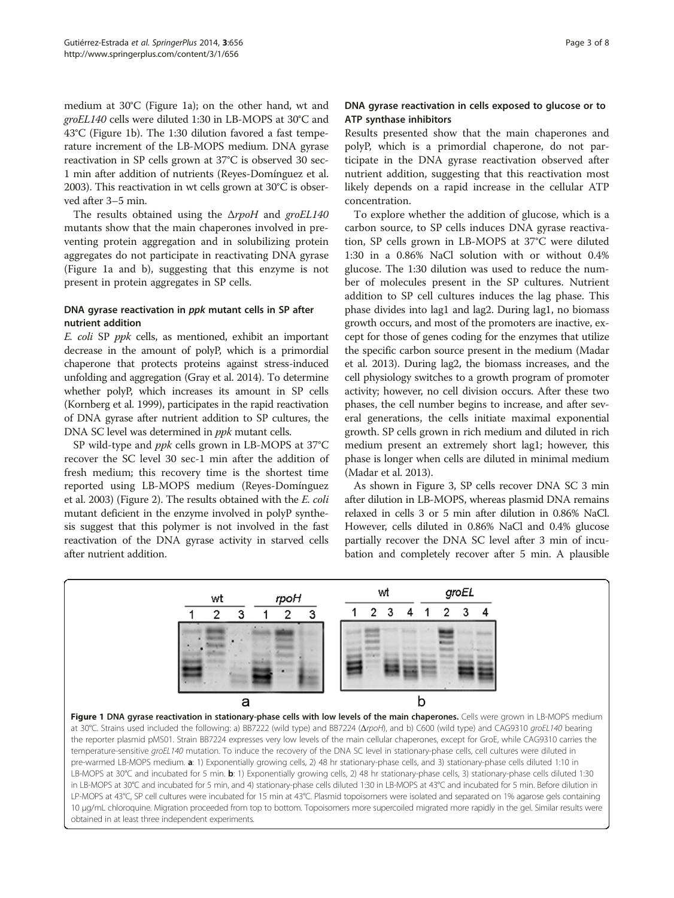medium at 30°C (Figure 1a); on the other hand, wt and *groEL140* cells were diluted 1:30 in LB-MOPS at 30°C and 43°C (Figure 1b). The 1:30 dilution favored a fast temperature increment of the LB-MOPS medium. DNA gyrase reactivation in SP cells grown at 37°C is observed 30 sec-1 min after addition of nutrients (Reyes-Domínguez et al. 2003). This reactivation in wt cells grown at 30°C is observed after 3–5 min.

The results obtained using the Δ*rpoH* and *groEL140* mutants show that the main chaperones involved in preventing protein aggregation and in solubilizing protein aggregates do not participate in reactivating DNA gyrase (Figure 1a and b), suggesting that this enzyme is not present in protein aggregates in SP cells.

### DNA gyrase reactivation in *ppk* mutant cells in SP after nutrient addition

*E. coli* SP *ppk* cells, as mentioned, exhibit an important decrease in the amount of polyP, which is a primordial chaperone that protects proteins against stress-induced unfolding and aggregation (Gray et al. 2014). To determine whether polyP, which increases its amount in SP cells (Kornberg et al. 1999), participates in the rapid reactivation of DNA gyrase after nutrient addition to SP cultures, the DNA SC level was determined in *ppk* mutant cells.

SP wild-type and *ppk* cells grown in LB-MOPS at 37°C recover the SC level 30 sec-1 min after the addition of fresh medium; this recovery time is the shortest time reported using LB-MOPS medium (Reyes-Domínguez et al. 2003) (Figure 2). The results obtained with the *E. coli* mutant deficient in the enzyme involved in polyP synthesis suggest that this polymer is not involved in the fast reactivation of the DNA gyrase activity in starved cells after nutrient addition.

### DNA gyrase reactivation in cells exposed to glucose or to ATP synthase inhibitors

Results presented show that the main chaperones and polyP, which is a primordial chaperone, do not participate in the DNA gyrase reactivation observed after nutrient addition, suggesting that this reactivation most likely depends on a rapid increase in the cellular ATP concentration.

To explore whether the addition of glucose, which is a carbon source, to SP cells induces DNA gyrase reactivation, SP cells grown in LB-MOPS at 37°C were diluted 1:30 in a 0.86% NaCl solution with or without 0.4% glucose. The 1:30 dilution was used to reduce the number of molecules present in the SP cultures. Nutrient addition to SP cell cultures induces the lag phase. This phase divides into lag1 and lag2. During lag1, no biomass growth occurs, and most of the promoters are inactive, except for those of genes coding for the enzymes that utilize the specific carbon source present in the medium (Madar et al. 2013). During lag2, the biomass increases, and the cell physiology switches to a growth program of promoter activity; however, no cell division occurs. After these two phases, the cell number begins to increase, and after several generations, the cells initiate maximal exponential growth. SP cells grown in rich medium and diluted in rich medium present an extremely short lag1; however, this phase is longer when cells are diluted in minimal medium (Madar et al. 2013).

As shown in Figure 3, SP cells recover DNA SC 3 min after dilution in LB-MOPS, whereas plasmid DNA remains relaxed in cells 3 or 5 min after dilution in 0.86% NaCl. However, cells diluted in 0.86% NaCl and 0.4% glucose partially recover the DNA SC level after 3 min of incubation and completely recover after 5 min. A plausible

**Figure 1 DNA gyrase reactivation in stationary-phase cells with low levels of the main chaperones.** Cells were grown in LB-MOPS medium at 30°C. Strains used included the following: a) BB7222 (wild type) and BB7224 (Δ*rpoH*), and b) C600 (wild type) and CAG9310 *groEL140* bearing the reporter plasmid pMS01. Strain BB7224 expresses very low levels of the main cellular chaperones, except for GroE, while CAG9310 carries the temperature-sensitive *groEL140* mutation. To induce the recovery of the DNA SC level in stationary-phase cells, cell cultures were diluted in pre-warmed LB-MOPS medium. **a**: 1) Exponentially growing cells, 2) 48 hr stationary-phase cells, and 3) stationary-phase cells diluted 1:10 in LB-MOPS at 30°C and incubated for 5 min. **b**: 1) Exponentially growing cells, 2) 48 hr stationary-phase cells, 3) stationary-phase cells diluted 1:30 in LB-MOPS at 30°C and incubated for 5 min, and 4) stationary-phase cells diluted 1:30 in LB-MOPS at 43°C and incubated for 5 min. Before dilution in LP-MOPS at 43°C, SP cell cultures were incubated for 15 min at 43°C. Plasmid topoisomers were isolated and separated on 1% agarose gels containing 10 μg/mL chloroquine. Migration proceeded from top to bottom. Topoisomers more supercoiled migrated more rapidly in the gel. Similar results were obtained in at least three independent experiments.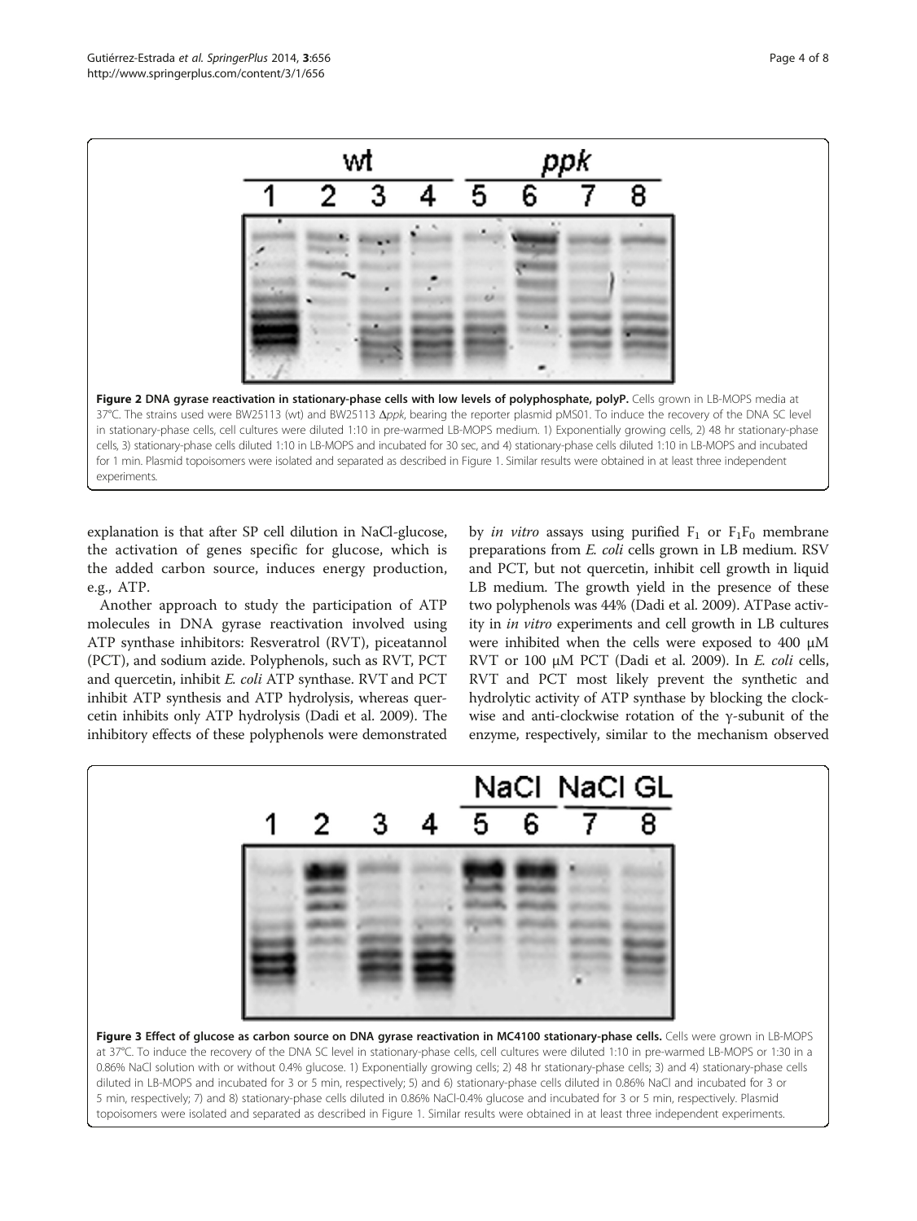**Figure 2 DNA gyrase reactivation in stationary-phase cells with low levels of polyphosphate, polyP.** Cells grown in LB-MOPS media at 37°C. The strains used were BW25113 (wt) and BW25113 Δ*ppk*, bearing the reporter plasmid pMS01. To induce the recovery of the DNA SC level in stationary-phase cells, cell cultures were diluted 1:10 in pre-warmed LB-MOPS medium. 1) Exponentially growing cells, 2) 48 hr stationary-phase cells, 3) stationary-phase cells diluted 1:10 in LB-MOPS and incubated for 30 sec, and 4) stationary-phase cells diluted 1:10 in LB-MOPS and incubated for 1 min. Plasmid topoisomers were isolated and separated as described in Figure 1. Similar results were obtained in at least three independent experiments.

explanation is that after SP cell dilution in NaCl-glucose, the activation of genes specific for glucose, which is the added carbon source, induces energy production, e.g., ATP.

Another approach to study the participation of ATP molecules in DNA gyrase reactivation involved using ATP synthase inhibitors: Resveratrol (RVT), piceatannol (PCT), and sodium azide. Polyphenols, such as RVT, PCT and quercetin, inhibit *E. coli* ATP synthase. RVT and PCT inhibit ATP synthesis and ATP hydrolysis, whereas quercetin inhibits only ATP hydrolysis (Dadi et al. 2009). The inhibitory effects of these polyphenols were demonstrated by *in vitro* assays using purified $F_1$ or $F_1F_0$ membrane preparations from *E. coli* cells grown in LB medium. RSV and PCT, but not quercetin, inhibit cell growth in liquid LB medium. The growth yield in the presence of these two polyphenols was 44% (Dadi et al. 2009). ATPase activity in *in vitro* experiments and cell growth in LB cultures were inhibited when the cells were exposed to 400 μM RVT or 100 μM PCT (Dadi et al. 2009). In *E. coli* cells, RVT and PCT most likely prevent the synthetic and hydrolytic activity of ATP synthase by blocking the clockwise and anti-clockwise rotation of the γ-subunit of the enzyme, respectively, similar to the mechanism observed

**Figure 3 Effect of glucose as carbon source on DNA gyrase reactivation in MC4100 stationary-phase cells.** Cells were grown in LB-MOPS at 37°C. To induce the recovery of the DNA SC level in stationary-phase cells, cell cultures were diluted 1:10 in pre-warmed LB-MOPS or 1:30 in a 0.86% NaCl solution with or without 0.4% glucose. 1) Exponentially growing cells; 2) 48 hr stationary-phase cells; 3) and 4) stationary-phase cells diluted in LB-MOPS and incubated for 3 or 5 min, respectively; 5) and 6) stationary-phase cells diluted in 0.86% NaCl and incubated for 3 or 5 min, respectively; 7) and 8) stationary-phase cells diluted in 0.86% NaCl-0.4% glucose and incubated for 3 or 5 min, respectively. Plasmid topoisomers were isolated and separated as described in Figure 1. Similar results were obtained in at least three independent experiments.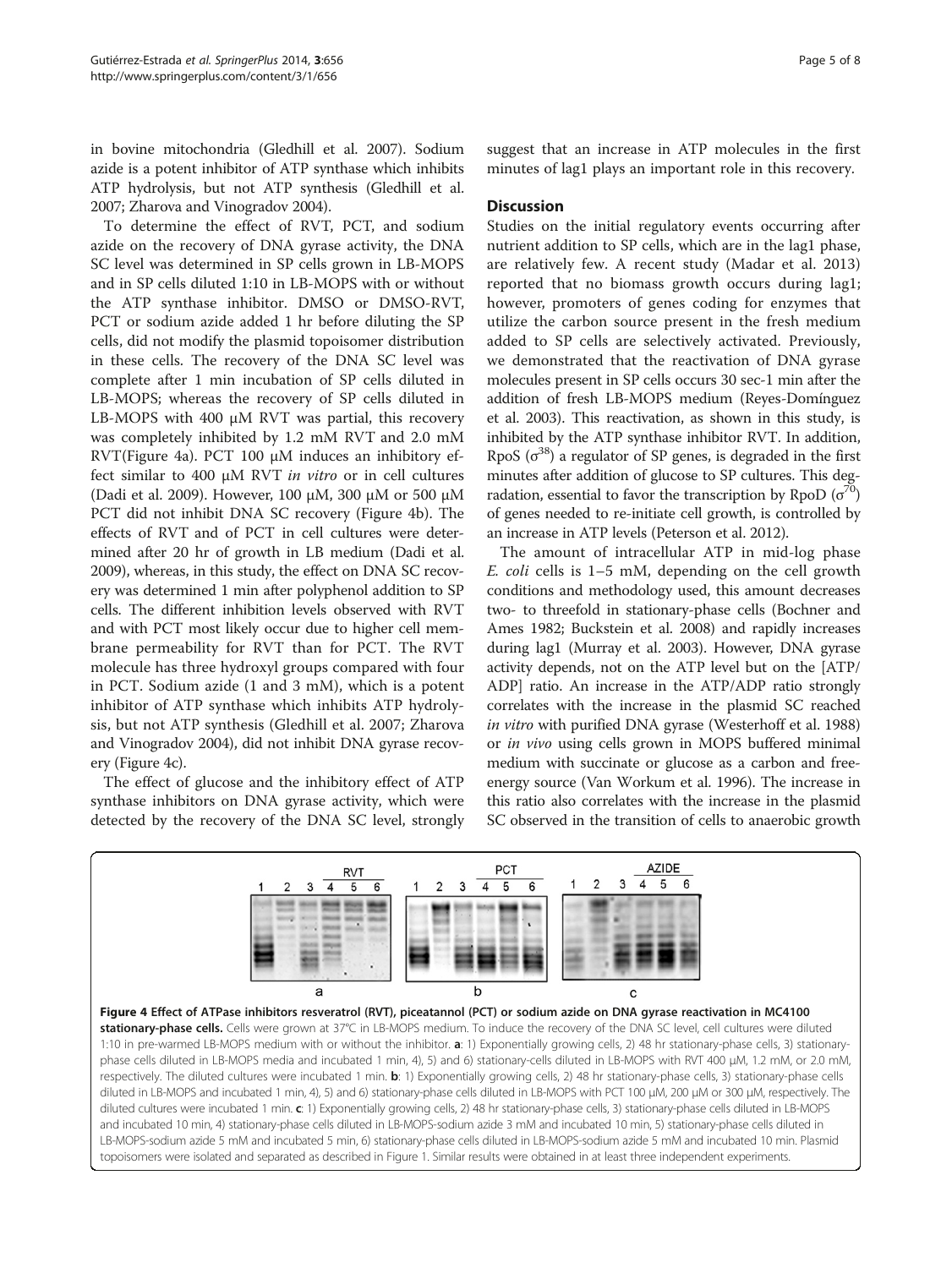in bovine mitochondria (Gledhill et al. 2007). Sodium azide is a potent inhibitor of ATP synthase which inhibits ATP hydrolysis, but not ATP synthesis (Gledhill et al. 2007; Zharova and Vinogradov 2004).

To determine the effect of RVT, PCT, and sodium azide on the recovery of DNA gyrase activity, the DNA SC level was determined in SP cells grown in LB-MOPS and in SP cells diluted 1:10 in LB-MOPS with or without the ATP synthase inhibitor. DMSO or DMSO-RVT, PCT or sodium azide added 1 hr before diluting the SP cells, did not modify the plasmid topoisomer distribution in these cells. The recovery of the DNA SC level was complete after 1 min incubation of SP cells diluted in LB-MOPS; whereas the recovery of SP cells diluted in LB-MOPS with 400 μM RVT was partial, this recovery was completely inhibited by 1.2 mM RVT and 2.0 mM RVT(Figure 4a). PCT 100 μM induces an inhibitory effect similar to 400 μM RVT *in vitro* or in cell cultures (Dadi et al. 2009). However, 100 μM, 300 μM or 500 μM PCT did not inhibit DNA SC recovery (Figure 4b). The effects of RVT and of PCT in cell cultures were determined after 20 hr of growth in LB medium (Dadi et al. 2009), whereas, in this study, the effect on DNA SC recovery was determined 1 min after polyphenol addition to SP cells. The different inhibition levels observed with RVT and with PCT most likely occur due to higher cell membrane permeability for RVT than for PCT. The RVT molecule has three hydroxyl groups compared with four in PCT. Sodium azide (1 and 3 mM), which is a potent inhibitor of ATP synthase which inhibits ATP hydrolysis, but not ATP synthesis (Gledhill et al. 2007; Zharova and Vinogradov 2004), did not inhibit DNA gyrase recovery (Figure 4c).

The effect of glucose and the inhibitory effect of ATP synthase inhibitors on DNA gyrase activity, which were detected by the recovery of the DNA SC level, strongly suggest that an increase in ATP molecules in the first minutes of lag1 plays an important role in this recovery.

## Discussion

Studies on the initial regulatory events occurring after nutrient addition to SP cells, which are in the lag1 phase, are relatively few. A recent study (Madar et al. 2013) reported that no biomass growth occurs during lag1; however, promoters of genes coding for enzymes that utilize the carbon source present in the fresh medium added to SP cells are selectively activated. Previously, we demonstrated that the reactivation of DNA gyrase molecules present in SP cells occurs 30 sec-1 min after the addition of fresh LB-MOPS medium (Reyes-Domínguez et al. 2003). This reactivation, as shown in this study, is inhibited by the ATP synthase inhibitor RVT. In addition, RpoS ($\sigma^{38}$) a regulator of SP genes, is degraded in the first minutes after addition of glucose to SP cultures. This degradation, essential to favor the transcription by RpoD ($\sigma^{70}$) of genes needed to re-initiate cell growth, is controlled by an increase in ATP levels (Peterson et al. 2012).

The amount of intracellular ATP in mid-log phase *E. coli* cells is 1–5 mM, depending on the cell growth conditions and methodology used, this amount decreases two- to threefold in stationary-phase cells (Bochner and Ames 1982; Buckstein et al. 2008) and rapidly increases during lag1 (Murray et al. 2003). However, DNA gyrase activity depends, not on the ATP level but on the [ATP/ADP] ratio. An increase in the ATP/ADP ratio strongly correlates with the increase in the plasmid SC reached *in vitro* with purified DNA gyrase (Westerhoff et al. 1988) or *in vivo* using cells grown in MOPS buffered minimal medium with succinate or glucose as a carbon and free-energy source (Van Workum et al. 1996). The increase in this ratio also correlates with the increase in the plasmid SC observed in the transition of cells to anaerobic growth

**Figure 4 Effect of ATPase inhibitors resveratrol (RVT), piceatannol (PCT) or sodium azide on DNA gyrase reactivation in MC4100 stationary-phase cells.** Cells were grown at 37°C in LB-MOPS medium. To induce the recovery of the DNA SC level, cell cultures were diluted 1:10 in pre-warmed LB-MOPS medium with or without the inhibitor. **a**: 1) Exponentially growing cells, 2) 48 hr stationary-phase cells, 3) stationary-phase cells diluted in LB-MOPS media and incubated 1 min, 4), 5) and 6) stationary-cells diluted in LB-MOPS with RVT 400 μM, 1.2 mM, or 2.0 mM, respectively. The diluted cultures were incubated 1 min. **b**: 1) Exponentially growing cells, 2) 48 hr stationary-phase cells, 3) stationary-phase cells diluted in LB-MOPS and incubated 1 min, 4), 5) and 6) stationary-phase cells diluted in LB-MOPS with PCT 100 μM, 200 μM or 300 μM, respectively. The diluted cultures were incubated 1 min. **c**: 1) Exponentially growing cells, 2) 48 hr stationary-phase cells, 3) stationary-phase cells diluted in LB-MOPS and incubated 10 min, 4) stationary-phase cells diluted in LB-MOPS-sodium azide 3 mM and incubated 10 min, 5) stationary-phase cells diluted in LB-MOPS-sodium azide 5 mM and incubated 5 min, 6) stationary-phase cells diluted in LB-MOPS-sodium azide 5 mM and incubated 10 min. Plasmid topoisomers were isolated and separated as described in Figure 1. Similar results were obtained in at least three independent experiments.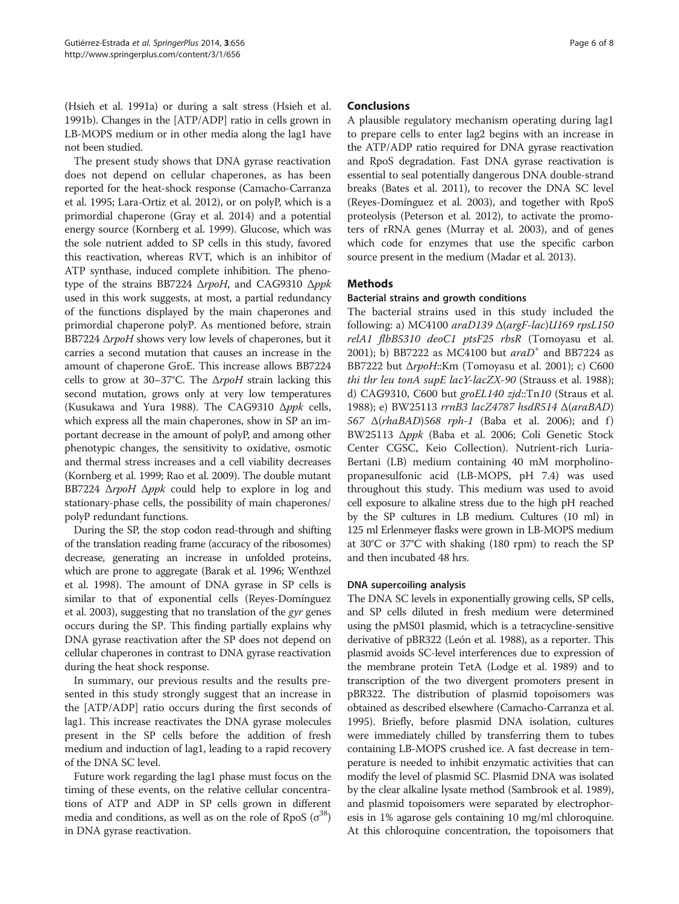(Hsieh et al. 1991a) or during a salt stress (Hsieh et al. 1991b). Changes in the [ATP/ADP] ratio in cells grown in LB-MOPS medium or in other media along the lag1 have not been studied.

The present study shows that DNA gyrase reactivation does not depend on cellular chaperones, as has been reported for the heat-shock response (Camacho-Carranza et al. 1995; Lara-Ortiz et al. 2012), or on polyP, which is a primordial chaperone (Gray et al. 2014) and a potential energy source (Kornberg et al. 1999). Glucose, which was the sole nutrient added to SP cells in this study, favored this reactivation, whereas RVT, which is an inhibitor of ATP synthase, induced complete inhibition. The phenotype of the strains BB7224 Δ*rpoH*, and CAG9310 Δ*ppk* used in this work suggests, at most, a partial redundancy of the functions displayed by the main chaperones and primordial chaperone polyP. As mentioned before, strain BB7224 Δ*rpoH* shows very low levels of chaperones, but it carries a second mutation that causes an increase in the amount of chaperone GroE. This increase allows BB7224 cells to grow at 30–37°C. The Δ*rpoH* strain lacking this second mutation, grows only at very low temperatures (Kusukawa and Yura 1988). The CAG9310 Δ*ppk* cells, which express all the main chaperones, show in SP an important decrease in the amount of polyP, and among other phenotypic changes, the sensitivity to oxidative, osmotic and thermal stress increases and a cell viability decreases (Kornberg et al. 1999; Rao et al. 2009). The double mutant BB7224 Δ*rpoH* Δ*ppk* could help to explore in log and stationary-phase cells, the possibility of main chaperones/polyP redundant functions.

During the SP, the stop codon read-through and shifting of the translation reading frame (accuracy of the ribosomes) decrease, generating an increase in unfolded proteins, which are prone to aggregate (Barak et al. 1996; Wenthzel et al. 1998). The amount of DNA gyrase in SP cells is similar to that of exponential cells (Reyes-Domínguez et al. 2003), suggesting that no translation of the *gyr* genes occurs during the SP. This finding partially explains why DNA gyrase reactivation after the SP does not depend on cellular chaperones in contrast to DNA gyrase reactivation during the heat shock response.

In summary, our previous results and the results presented in this study strongly suggest that an increase in the [ATP/ADP] ratio occurs during the first seconds of lag1. This increase reactivates the DNA gyrase molecules present in the SP cells before the addition of fresh medium and induction of lag1, leading to a rapid recovery of the DNA SC level.

Future work regarding the lag1 phase must focus on the timing of these events, on the relative cellular concentrations of ATP and ADP in SP cells grown in different media and conditions, as well as on the role of RpoS ($\sigma^{38}$) in DNA gyrase reactivation.

## Conclusions

A plausible regulatory mechanism operating during lag1 to prepare cells to enter lag2 begins with an increase in the ATP/ADP ratio required for DNA gyrase reactivation and RpoS degradation. Fast DNA gyrase reactivation is essential to seal potentially dangerous DNA double-strand breaks (Bates et al. 2011), to recover the DNA SC level (Reyes-Domínguez et al. 2003), and together with RpoS proteolysis (Peterson et al. 2012), to activate the promoters of rRNA genes (Murray et al. 2003), and of genes which code for enzymes that use the specific carbon source present in the medium (Madar et al. 2013).

## Methods

### Bacterial strains and growth conditions

The bacterial strains used in this study included the following: a) MC4100 *araD139* Δ(*argF-lac*)*U169 rpsL150 relA1 flbB5310 deoC1 ptsF25 rbsR* (Tomoyasu et al. 2001); b) BB7222 as MC4100 but *araD*$^+$ and BB7224 as BB7222 but Δ*rpoH*::Km (Tomoyasu et al. 2001); c) C600 *thi thr leu tonA supE lacY-lacZX-90* (Strauss et al. 1988); d) CAG9310, C600 but *groEL140 zjd*::Tn*10* (Straus et al. 1988); e) BW25113 *rrnB3 lacZ4787 hsdR514* Δ(*araBAD*) *567* Δ(*rhaBAD*)*568 rph-1* (Baba et al. 2006); and f) BW25113 Δ*ppk* (Baba et al. 2006; Coli Genetic Stock Center CGSC, Keio Collection). Nutrient-rich Luria-Bertani (LB) medium containing 40 mM morpholinopropanesulfonic acid (LB-MOPS, pH 7.4) was used throughout this study. This medium was used to avoid cell exposure to alkaline stress due to the high pH reached by the SP cultures in LB medium. Cultures (10 ml) in 125 ml Erlenmeyer flasks were grown in LB-MOPS medium at 30°C or 37°C with shaking (180 rpm) to reach the SP and then incubated 48 hrs.

### DNA supercoiling analysis

The DNA SC levels in exponentially growing cells, SP cells, and SP cells diluted in fresh medium were determined using the pMS01 plasmid, which is a tetracycline-sensitive derivative of pBR322 (León et al. 1988), as a reporter. This plasmid avoids SC-level interferences due to expression of the membrane protein TetA (Lodge et al. 1989) and to transcription of the two divergent promoters present in pBR322. The distribution of plasmid topoisomers was obtained as described elsewhere (Camacho-Carranza et al. 1995). Briefly, before plasmid DNA isolation, cultures were immediately chilled by transferring them to tubes containing LB-MOPS crushed ice. A fast decrease in temperature is needed to inhibit enzymatic activities that can modify the level of plasmid SC. Plasmid DNA was isolated by the clear alkaline lysate method (Sambrook et al. 1989), and plasmid topoisomers were separated by electrophoresis in 1% agarose gels containing 10 mg/ml chloroquine. At this chloroquine concentration, the topoisomers that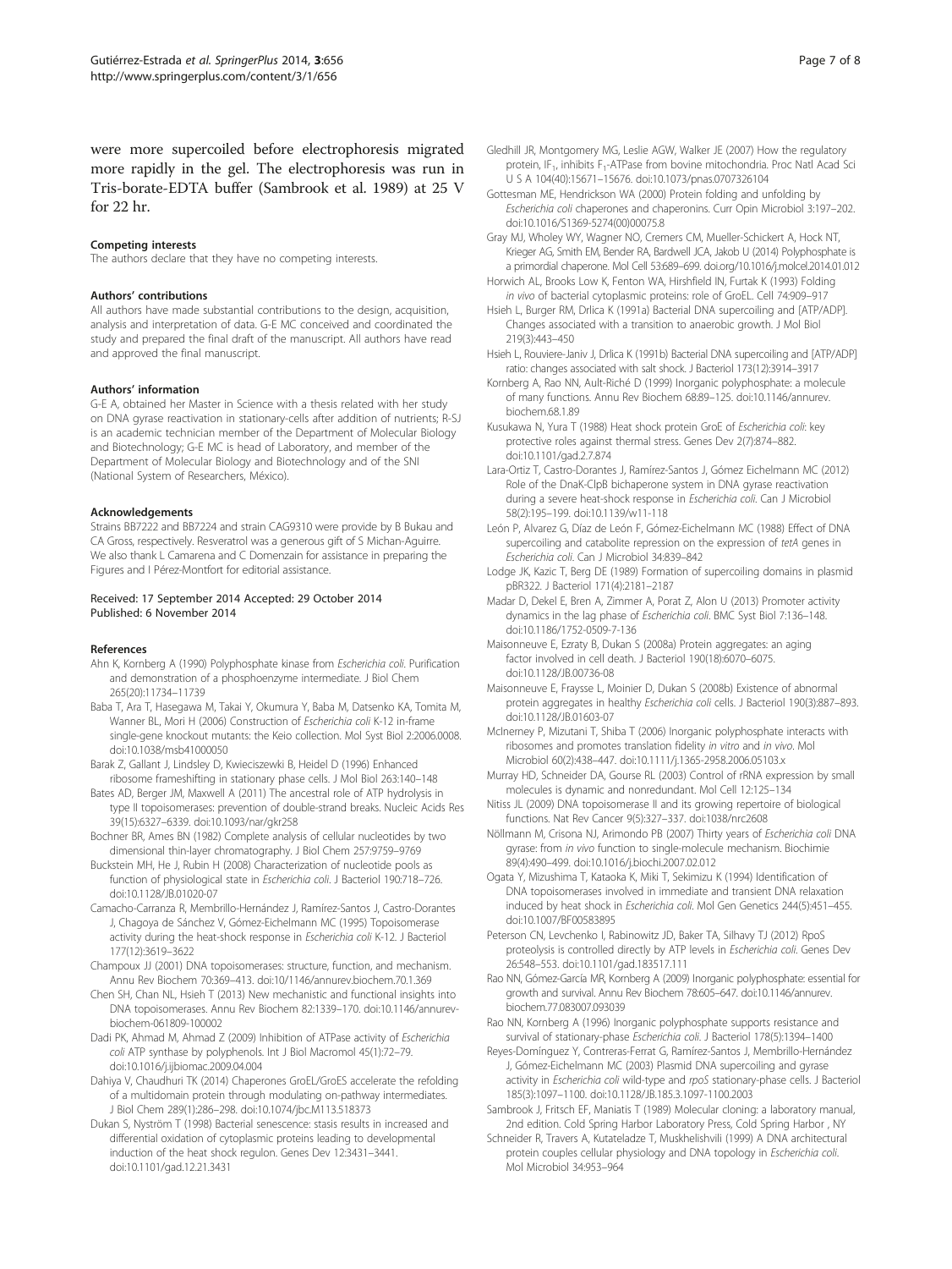were more supercoiled before electrophoresis migrated more rapidly in the gel. The electrophoresis was run in Tris-borate-EDTA buffer (Sambrook et al. 1989) at 25 V for 22 hr.

#### Competing interests

The authors declare that they have no competing interests.

#### Authors' contributions

All authors have made substantial contributions to the design, acquisition, analysis and interpretation of data. G-E MC conceived and coordinated the study and prepared the final draft of the manuscript. All authors have read and approved the final manuscript.

#### Authors' information

G-E A, obtained her Master in Science with a thesis related with her study on DNA gyrase reactivation in stationary-cells after addition of nutrients; R-SJ is an academic technician member of the Department of Molecular Biology and Biotechnology; G-E MC is head of Laboratory, and member of the Department of Molecular Biology and Biotechnology and of the SNI (National System of Researchers, México).

#### Acknowledgements

Strains BB7222 and BB7224 and strain CAG9310 were provide by B Bukau and CA Gross, respectively. Resveratrol was a generous gift of S Michan-Aguirre. We also thank L Camarena and C Domenzain for assistance in preparing the Figures and I Pérez-Montfort for editorial assistance.

Received: 17 September 2014 Accepted: 29 October 2014
Published: 6 November 2014

#### References

Ahn K, Kornberg A (1990) Polyphosphate kinase from *Escherichia coli*. Purification and demonstration of a phosphoenzyme intermediate. J Biol Chem 265(20):11734–11739

Baba T, Ara T, Hasegawa M, Takai Y, Okumura Y, Baba M, Datsenko KA, Tomita M, Wanner BL, Mori H (2006) Construction of *Escherichia coli* K-12 in-frame single-gene knockout mutants: the Keio collection. Mol Syst Biol 2:2006.0008. doi:10.1038/msb41000050

Barak Z, Gallant J, Lindsley D, Kwieciszewki B, Heidel D (1996) Enhanced ribosome frameshifting in stationary phase cells. J Mol Biol 263:140–148

Bates AD, Berger JM, Maxwell A (2011) The ancestral role of ATP hydrolysis in type II topoisomerases: prevention of double-strand breaks. Nucleic Acids Res 39(15):6327–6339. doi:10.1093/nar/gkr258

Bochner BR, Ames BN (1982) Complete analysis of cellular nucleotides by two dimensional thin-layer chromatography. J Biol Chem 257:9759–9769

Buckstein MH, He J, Rubin H (2008) Characterization of nucleotide pools as function of physiological state in *Escherichia coli*. J Bacteriol 190:718–726. doi:10.1128/JB.01020-07

Camacho-Carranza R, Membrillo-Hernández J, Ramírez-Santos J, Castro-Dorantes J, Chagoya de Sánchez V, Gómez-Eichelmann MC (1995) Topoisomerase activity during the heat-shock response in *Escherichia coli* K-12. J Bacteriol 177(12):3619–3622

Champoux JJ (2001) DNA topoisomerases: structure, function, and mechanism. Annu Rev Biochem 70:369–413. doi:10.1146/annurev.biochem.70.1.369

Chen SH, Chan NL, Hsieh T (2013) New mechanistic and functional insights into DNA topoisomerases. Annu Rev Biochem 82:1339–170. doi:10.1146/annurev-biochem-061809-100002

Dadi PK, Ahmad M, Ahmad Z (2009) Inhibition of ATPase activity of *Escherichia coli* ATP synthase by polyphenols. Int J Biol Macromol 45(1):72–79. doi:10.1016/j.ijbiomac.2009.04.004

Dahiya V, Chaudhuri TK (2014) Chaperones GroEL/GroES accelerate the refolding of a multidomain protein through modulating on-pathway intermediates. J Biol Chem 289(1):286–298. doi:10.1074/jbc.M113.518373

Dukan S, Nyström T (1998) Bacterial senescence: stasis results in increased and differential oxidation of cytoplasmic proteins leading to developmental induction of the heat shock regulon. Genes Dev 12:3431–3441. doi:10.1101/gad.12.21.3431

Gledhill JR, Montgomery MG, Leslie AGW, Walker JE (2007) How the regulatory protein, $IF_1$, inhibits $F_1$-ATPase from bovine mitochondria. Proc Natl Acad Sci U S A 104(40):15671–15676. doi:10.1073/pnas.0707326104

Gottesman ME, Hendrickson WA (2000) Protein folding and unfolding by *Escherichia coli* chaperones and chaperonins. Curr Opin Microbiol 3:197–202. doi:10.1016/S1369-5274(00)00075.8

Gray MJ, Wholey WY, Wagner NO, Cremers CM, Mueller-Schickert A, Hock NT, Krieger AG, Smith EM, Bender RA, Bardwell JCA, Jakob U (2014) Polyphosphate is a primordial chaperone. Mol Cell 53:689–699. doi.org/10.1016/j.molcel.2014.01.012

Horwich AL, Brooks Low K, Fenton WA, Hirshfield IN, Furtak K (1993) Folding *in vivo* of bacterial cytoplasmic proteins: role of GroEL. Cell 74:909–917

Hsieh L, Burger RM, Drlica K (1991a) Bacterial DNA supercoiling and [ATP/ADP]. Changes associated with a transition to anaerobic growth. J Mol Biol 219(3):443–450

Hsieh L, Rouviere-Janiv J, Drlica K (1991b) Bacterial DNA supercoiling and [ATP/ADP] ratio: changes associated with salt shock. J Bacteriol 173(12):3914–3917

Kornberg A, Rao NN, Ault-Riché D (1999) Inorganic polyphosphate: a molecule of many functions. Annu Rev Biochem 68:89–125. doi:10.1146/annurev.biochem.68.1.89

Kusukawa N, Yura T (1988) Heat shock protein GroE of *Escherichia coli*: key protective roles against thermal stress. Genes Dev 2(7):874–882. doi:10.1101/gad.2.7.874

Lara-Ortiz T, Castro-Dorantes J, Ramírez-Santos J, Gómez Eichelmann MC (2012) Role of the DnaK-ClpB bichaperone system in DNA gyrase reactivation during a severe heat-shock response in *Escherichia coli*. Can J Microbiol 58(2):195–199. doi:10.1139/w11-118

León P, Alvarez G, Díaz de León F, Gómez-Eichelmann MC (1988) Effect of DNA supercoiling and catabolite repression on the expression of *tetA* genes in *Escherichia coli*. Can J Microbiol 34:839–842

Lodge JK, Kazic T, Berg DE (1989) Formation of supercoiling domains in plasmid pBR322. J Bacteriol 171(4):2181–2187

Madar D, Dekel E, Bren A, Zimmer A, Porat Z, Alon U (2013) Promoter activity dynamics in the lag phase of *Escherichia coli*. BMC Syst Biol 7:136–148. doi:10.1186/1752-0509-7-136

Maisonneuve E, Ezraty B, Dukan S (2008a) Protein aggregates: an aging factor involved in cell death. J Bacteriol 190(18):6070–6075. doi:10.1128/JB.00736-08

Maisonneuve E, Fraysse L, Moinier D, Dukan S (2008b) Existence of abnormal protein aggregates in healthy *Escherichia coli* cells. J Bacteriol 190(3):887–893. doi:10.1128/JB.01603-07

McInerney P, Mizutani T, Shiba T (2006) Inorganic polyphosphate interacts with ribosomes and promotes translation fidelity *in vitro* and *in vivo*. Mol Microbiol 60(2):438–447. doi:10.1111/j.1365-2958.2006.05103.x

Murray HD, Schneider DA, Gourse RL (2003) Control of rRNA expression by small molecules is dynamic and nonredundant. Mol Cell 12:125–134

Nitiss JL (2009) DNA topoisomerase II and its growing repertoire of biological functions. Nat Rev Cancer 9(5):327–337. doi:1038/nrc2608

Nöllmann M, Crisona NJ, Arimondo PB (2007) Thirty years of *Escherichia coli* DNA gyrase: from *in vivo* function to single-molecule mechanism. Biochimie 89(4):490–499. doi:10.1016/j.biochi.2007.02.012

Ogata Y, Mizushima T, Kataoka K, Miki T, Sekimizu K (1994) Identification of DNA topoisomerases involved in immediate and transient DNA relaxation induced by heat shock in *Escherichia coli*. Mol Gen Genetics 244(5):451–455. doi:10.1007/BF00583895

Peterson CN, Levchenko I, Rabinowitz JD, Baker TA, Silhavy TJ (2012) RpoS proteolysis is controlled directly by ATP levels in *Escherichia coli*. Genes Dev 26:548–553. doi:10.1101/gad.183517.111

Rao NN, Gómez-García MR, Kornberg A (2009) Inorganic polyphosphate: essential for growth and survival. Annu Rev Biochem 78:605–647. doi:10.1146/annurev.biochem.77.083007.093039

Rao NN, Kornberg A (1996) Inorganic polyphosphate supports resistance and survival of stationary-phase *Escherichia coli*. J Bacteriol 178(5):1394–1400

Reyes-Domínguez Y, Contreras-Ferrat G, Ramírez-Santos J, Membrillo-Hernández J, Gómez-Eichelmann MC (2003) Plasmid DNA supercoiling and gyrase activity in *Escherichia coli* wild-type and *rpoS* stationary-phase cells. J Bacteriol 185(3):1097–1100. doi:10.1128/JB.185.3.1097-1100.2003

Sambrook J, Fritsch EF, Maniatis T (1989) Molecular cloning: a laboratory manual, 2nd edition. Cold Spring Harbor Laboratory Press, Cold Spring Harbor , NY

Schneider R, Travers A, Kutateladze T, Muskhelishvili (1999) A DNA architectural protein couples cellular physiology and DNA topology in *Escherichia coli*. Mol Microbiol 34:953–964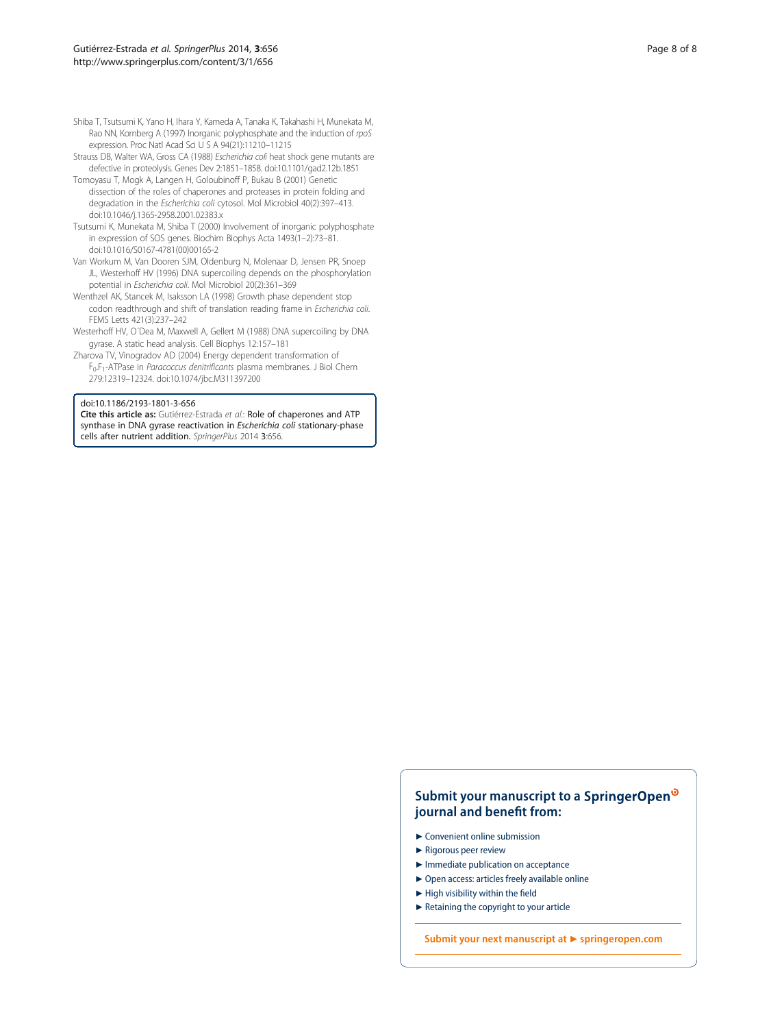Shiba T, Tsutsumi K, Yano H, Ihara Y, Kameda A, Tanaka K, Takahashi H, Munekata M, Rao NN, Kornberg A (1997) Inorganic polyphosphate and the induction of *rpoS* expression. Proc Natl Acad Sci U S A 94(21):11210–11215

Strauss DB, Walter WA, Gross CA (1988) *Escherichia coli* heat shock gene mutants are defective in proteolysis. Genes Dev 2:1851–1858. doi:10.1101/gad2.12b.1851

Tomoyasu T, Mogk A, Langen H, Goloubinoff P, Bukau B (2001) Genetic dissection of the roles of chaperones and proteases in protein folding and degradation in the *Escherichia coli* cytosol. Mol Microbiol 40(2):397–413. doi:10.1046/j.1365-2958.2001.02383.x

Tsutsumi K, Munekata M, Shiba T (2000) Involvement of inorganic polyphosphate in expression of SOS genes. Biochim Biophys Acta 1493(1–2):73–81. doi:10.1016/S0167-4781(00)00165-2

Van Workum M, Van Dooren SJM, Oldenburg N, Molenaar D, Jensen PR, Snoep JL, Westerhoff HV (1996) DNA supercoiling depends on the phosphorylation potential in *Escherichia coli*. Mol Microbiol 20(2):361–369

Wenthzel AK, Stancek M, Isaksson LA (1998) Growth phase dependent stop codon readthrough and shift of translation reading frame in *Escherichia coli*. FEMS Letts 421(3):237–242

Westerhoff HV, O´Dea M, Maxwell A, Gellert M (1988) DNA supercoiling by DNA gyrase. A static head analysis. Cell Biophys 12:157–181

Zharova TV, Vinogradov AD (2004) Energy dependent transformation of $F_0F_1$-ATPase in *Paracoccus denitrificants* plasma membranes. J Biol Chem 279:12319–12324. doi:10.1074/jbc.M311397200

doi:10.1186/2193-1801-3-656

**Cite this article as:** Gutiérrez-Estrada *et al.*: Role of chaperones and ATP synthase in DNA gyrase reactivation in *Escherichia coli* stationary-phase cells after nutrient addition. *SpringerPlus* 2014 **3**:656.

**Submit your manuscript to a SpringerOpen journal and benefit from:**

- ► Convenient online submission
- ► Rigorous peer review
- ► Immediate publication on acceptance
- ► Open access: articles freely available online
- ► High visibility within the field
- ► Retaining the copyright to your article

**Submit your next manuscript at ► springeropen.com**